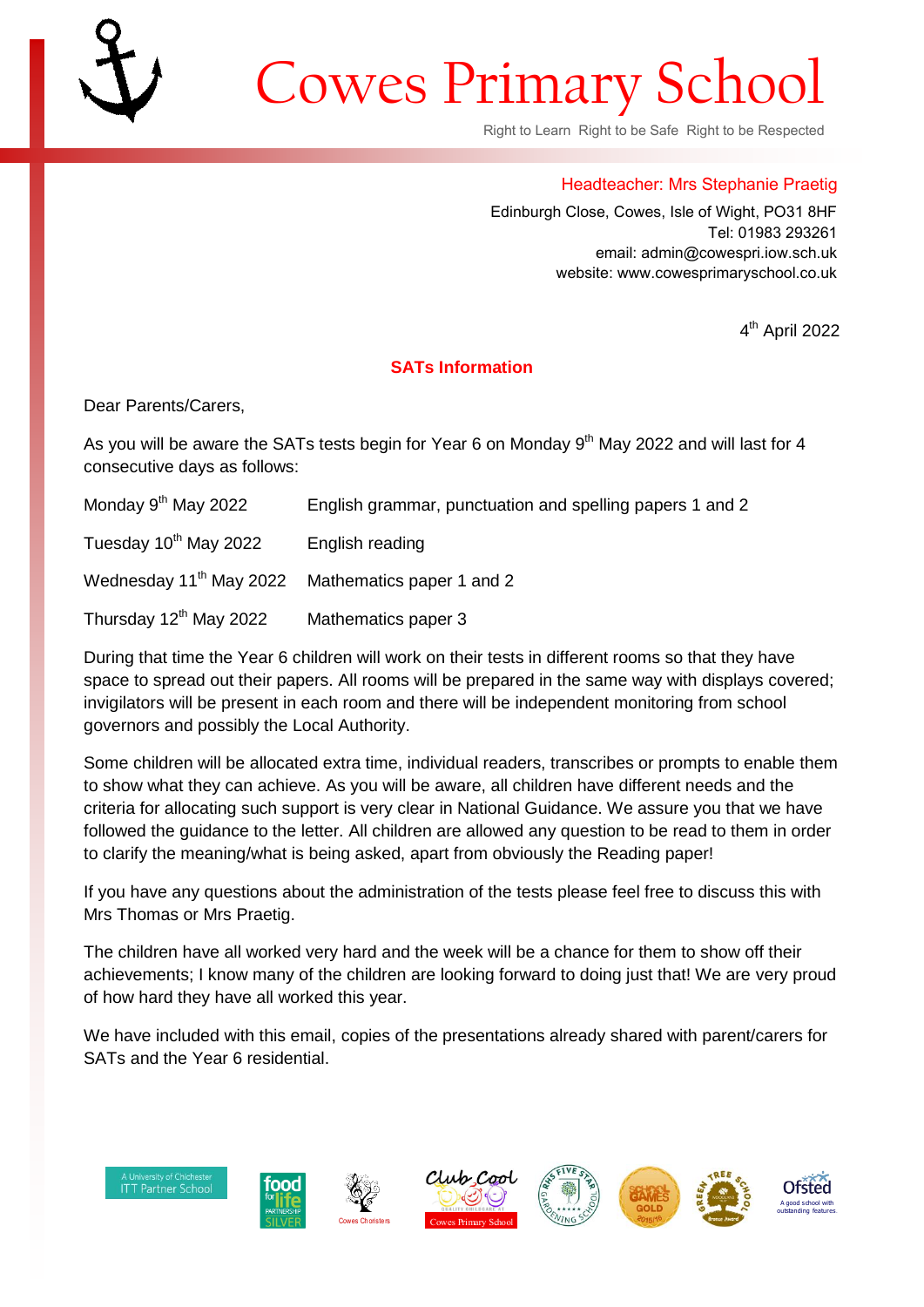# Cowes Primary School

Right to Learn Right to be Safe Right to be Respected

Headteacher: Mrs Stephanie Praetig

Edinburgh Close, Cowes, Isle of Wight, PO31 8HF
Tel: 01983 293261
email: admin@cowespri.iow.sch.uk
website: www.cowesprimaryschool.co.uk

4th April 2022

## SATs Information

Dear Parents/Carers,

As you will be aware the SATs tests begin for Year 6 on Monday 9th May 2022 and will last for 4 consecutive days as follows:

| | |
|---|---|
| Monday 9th May 2022 | English grammar, punctuation and spelling papers 1 and 2 |
| Tuesday 10th May 2022 | English reading |
| Wednesday 11th May 2022 | Mathematics paper 1 and 2 |
| Thursday 12th May 2022 | Mathematics paper 3 |

During that time the Year 6 children will work on their tests in different rooms so that they have space to spread out their papers. All rooms will be prepared in the same way with displays covered; invigilators will be present in each room and there will be independent monitoring from school governors and possibly the Local Authority.

Some children will be allocated extra time, individual readers, transcribes or prompts to enable them to show what they can achieve. As you will be aware, all children have different needs and the criteria for allocating such support is very clear in National Guidance. We assure you that we have followed the guidance to the letter. All children are allowed any question to be read to them in order to clarify the meaning/what is being asked, apart from obviously the Reading paper!

If you have any questions about the administration of the tests please feel free to discuss this with Mrs Thomas or Mrs Praetig.

The children have all worked very hard and the week will be a chance for them to show off their achievements; I know many of the children are looking forward to doing just that! We are very proud of how hard they have all worked this year.

We have included with this email, copies of the presentations already shared with parent/carers for SATs and the Year 6 residential.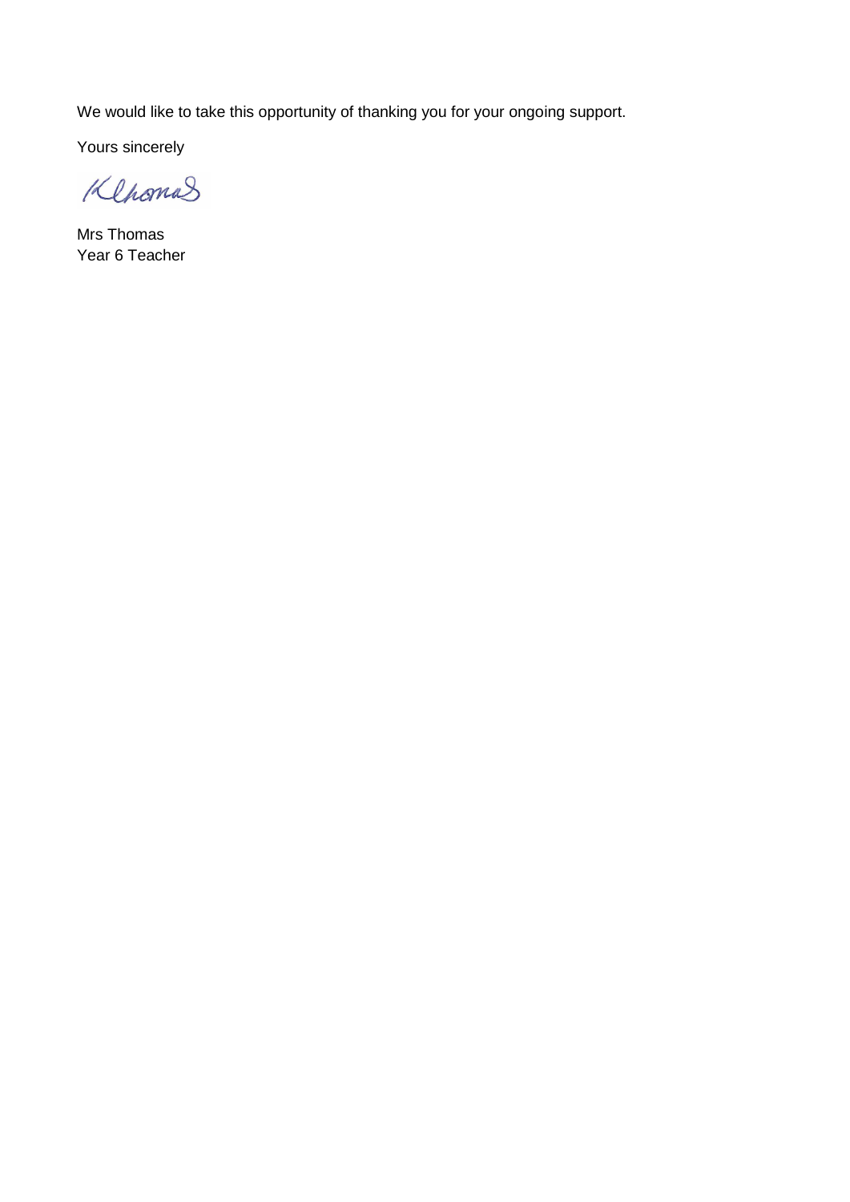We would like to take this opportunity of thanking you for your ongoing support.

Yours sincerely

KThomas

Mrs Thomas
Year 6 Teacher